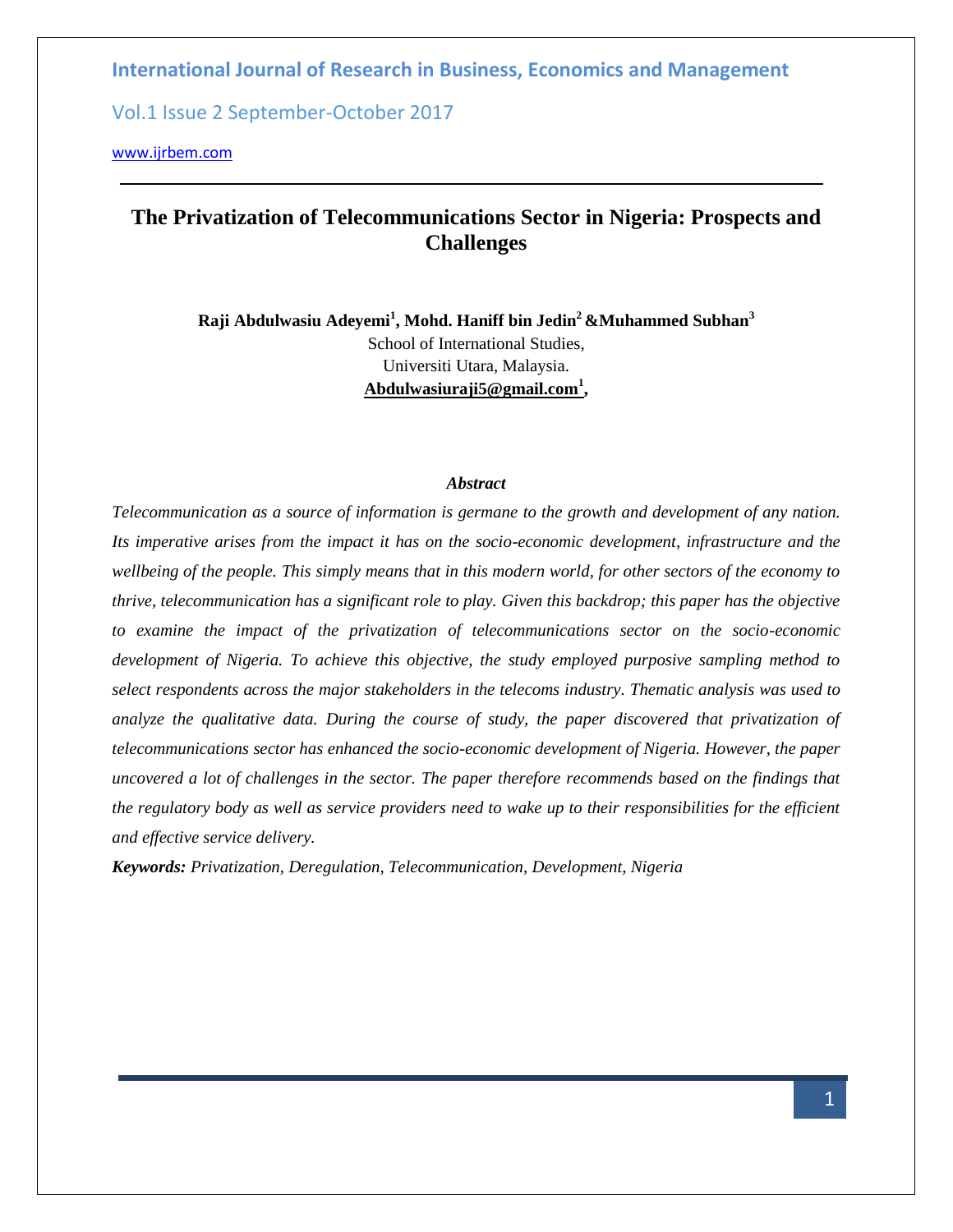# The Privatization of Telecommunications Sector in Nigeria: Prospects and Challenges

**Raji Abdulwasiu Adeyemi[1], Mohd. Haniff bin Jedin[2] & Muhammed Subhan[3]**

School of International Studies,
Universiti Utara, Malaysia.
**Abdulwasiuraji5@gmail.com[1],**

### *Abstract*

*Telecommunication as a source of information is germane to the growth and development of any nation. Its imperative arises from the impact it has on the socio-economic development, infrastructure and the wellbeing of the people. This simply means that in this modern world, for other sectors of the economy to thrive, telecommunication has a significant role to play. Given this backdrop; this paper has the objective to examine the impact of the privatization of telecommunications sector on the socio-economic development of Nigeria. To achieve this objective, the study employed purposive sampling method to select respondents across the major stakeholders in the telecoms industry. Thematic analysis was used to analyze the qualitative data. During the course of study, the paper discovered that privatization of telecommunications sector has enhanced the socio-economic development of Nigeria. However, the paper uncovered a lot of challenges in the sector. The paper therefore recommends based on the findings that the regulatory body as well as service providers need to wake up to their responsibilities for the efficient and effective service delivery.*

***Keywords:*** *Privatization, Deregulation, Telecommunication, Development, Nigeria*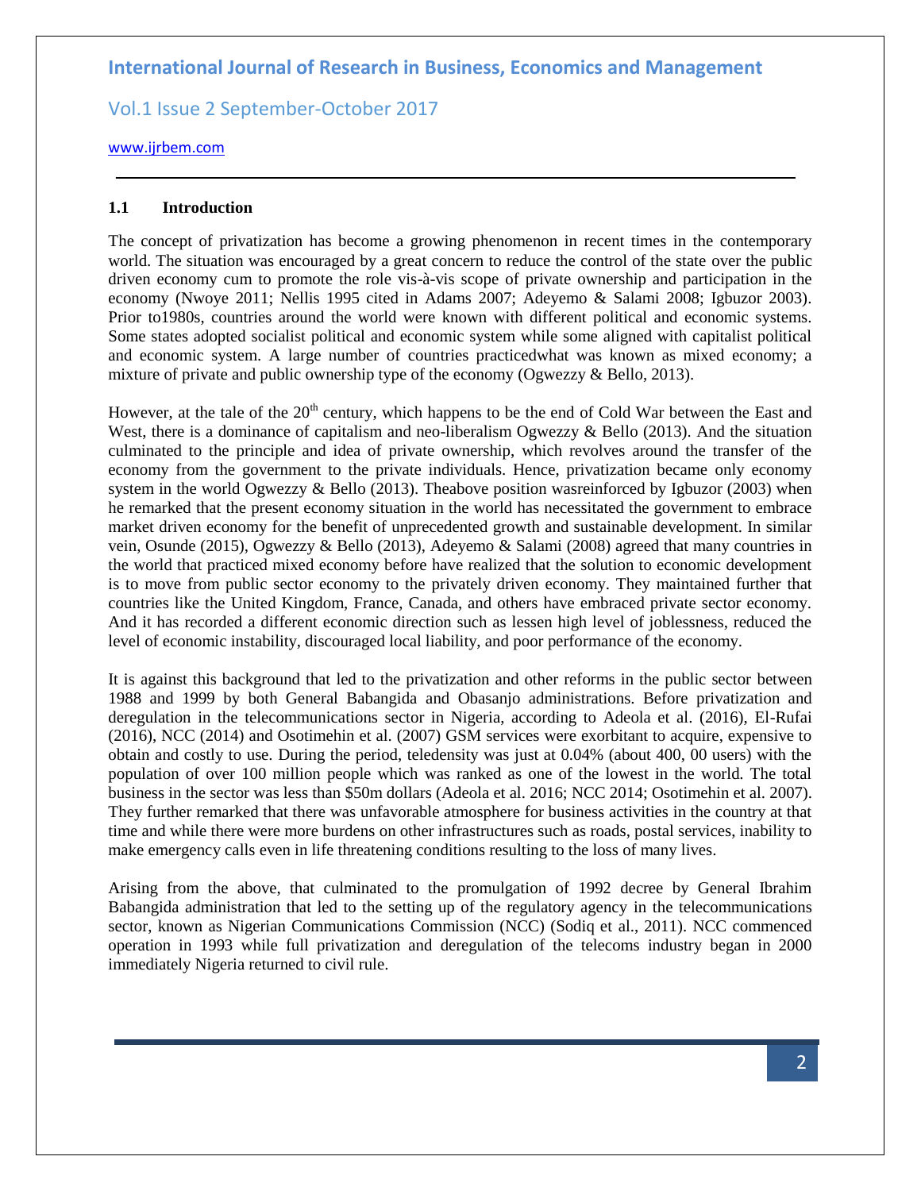### 1.1 Introduction

The concept of privatization has become a growing phenomenon in recent times in the contemporary world. The situation was encouraged by a great concern to reduce the control of the state over the public driven economy cum to promote the role vis-à-vis scope of private ownership and participation in the economy (Nwoye 2011; Nellis 1995 cited in Adams 2007; Adeyemo & Salami 2008; Igbuzor 2003). Prior to1980s, countries around the world were known with different political and economic systems. Some states adopted socialist political and economic system while some aligned with capitalist political and economic system. A large number of countries practicedwhat was known as mixed economy; a mixture of private and public ownership type of the economy (Ogwezzy & Bello, 2013).

However, at the tale of the 20th century, which happens to be the end of Cold War between the East and West, there is a dominance of capitalism and neo-liberalism Ogwezzy & Bello (2013). And the situation culminated to the principle and idea of private ownership, which revolves around the transfer of the economy from the government to the private individuals. Hence, privatization became only economy system in the world Ogwezzy & Bello (2013). Theabove position wasreinforced by Igbuzor (2003) when he remarked that the present economy situation in the world has necessitated the government to embrace market driven economy for the benefit of unprecedented growth and sustainable development. In similar vein, Osunde (2015), Ogwezzy & Bello (2013), Adeyemo & Salami (2008) agreed that many countries in the world that practiced mixed economy before have realized that the solution to economic development is to move from public sector economy to the privately driven economy. They maintained further that countries like the United Kingdom, France, Canada, and others have embraced private sector economy. And it has recorded a different economic direction such as lessen high level of joblessness, reduced the level of economic instability, discouraged local liability, and poor performance of the economy.

It is against this background that led to the privatization and other reforms in the public sector between 1988 and 1999 by both General Babangida and Obasanjo administrations. Before privatization and deregulation in the telecommunications sector in Nigeria, according to Adeola et al. (2016), El-Rufai (2016), NCC (2014) and Osotimehin et al. (2007) GSM services were exorbitant to acquire, expensive to obtain and costly to use. During the period, teledensity was just at 0.04% (about 400, 00 users) with the population of over 100 million people which was ranked as one of the lowest in the world. The total business in the sector was less than \$50m dollars (Adeola et al. 2016; NCC 2014; Osotimehin et al. 2007). They further remarked that there was unfavorable atmosphere for business activities in the country at that time and while there were more burdens on other infrastructures such as roads, postal services, inability to make emergency calls even in life threatening conditions resulting to the loss of many lives.

Arising from the above, that culminated to the promulgation of 1992 decree by General Ibrahim Babangida administration that led to the setting up of the regulatory agency in the telecommunications sector, known as Nigerian Communications Commission (NCC) (Sodiq et al., 2011). NCC commenced operation in 1993 while full privatization and deregulation of the telecoms industry began in 2000 immediately Nigeria returned to civil rule.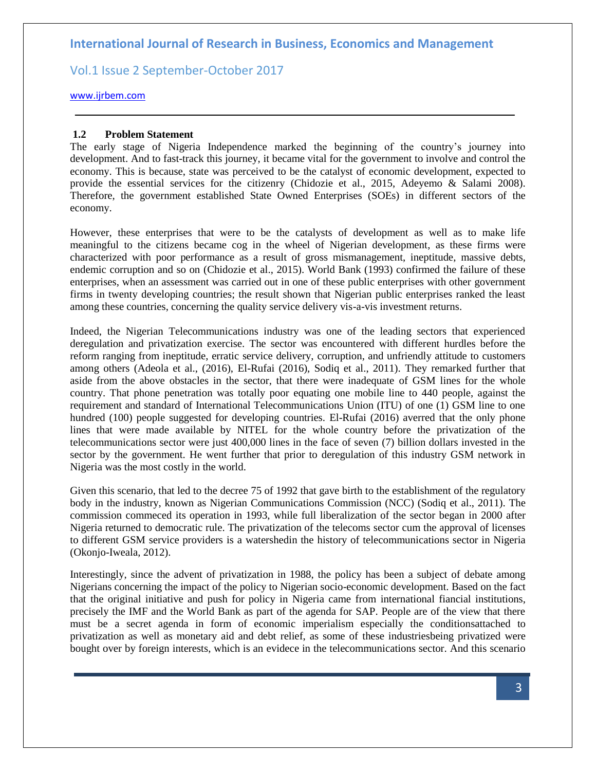### 1.2 Problem Statement

The early stage of Nigeria Independence marked the beginning of the country's journey into development. And to fast-track this journey, it became vital for the government to involve and control the economy. This is because, state was perceived to be the catalyst of economic development, expected to provide the essential services for the citizenry (Chidozie et al., 2015, Adeyemo & Salami 2008). Therefore, the government established State Owned Enterprises (SOEs) in different sectors of the economy.

However, these enterprises that were to be the catalysts of development as well as to make life meaningful to the citizens became cog in the wheel of Nigerian development, as these firms were characterized with poor performance as a result of gross mismanagement, ineptitude, massive debts, endemic corruption and so on (Chidozie et al., 2015). World Bank (1993) confirmed the failure of these enterprises, when an assessment was carried out in one of these public enterprises with other government firms in twenty developing countries; the result shown that Nigerian public enterprises ranked the least among these countries, concerning the quality service delivery vis-a-vis investment returns.

Indeed, the Nigerian Telecommunications industry was one of the leading sectors that experienced deregulation and privatization exercise. The sector was encountered with different hurdles before the reform ranging from ineptitude, erratic service delivery, corruption, and unfriendly attitude to customers among others (Adeola et al., (2016), El-Rufai (2016), Sodiq et al., 2011). They remarked further that aside from the above obstacles in the sector, that there were inadequate of GSM lines for the whole country. That phone penetration was totally poor equating one mobile line to 440 people, against the requirement and standard of International Telecommunications Union (ITU) of one (1) GSM line to one hundred (100) people suggested for developing countries. El-Rufai (2016) averred that the only phone lines that were made available by NITEL for the whole country before the privatization of the telecommunications sector were just 400,000 lines in the face of seven (7) billion dollars invested in the sector by the government. He went further that prior to deregulation of this industry GSM network in Nigeria was the most costly in the world.

Given this scenario, that led to the decree 75 of 1992 that gave birth to the establishment of the regulatory body in the industry, known as Nigerian Communications Commission (NCC) (Sodiq et al., 2011). The commission commeced its operation in 1993, while full liberalization of the sector began in 2000 after Nigeria returned to democratic rule. The privatization of the telecoms sector cum the approval of licenses to different GSM service providers is a watershedin the history of telecommunications sector in Nigeria (Okonjo-Iweala, 2012).

Interestingly, since the advent of privatization in 1988, the policy has been a subject of debate among Nigerians concerning the impact of the policy to Nigerian socio-economic development. Based on the fact that the original initiative and push for policy in Nigeria came from international fiancial institutions, precisely the IMF and the World Bank as part of the agenda for SAP. People are of the view that there must be a secret agenda in form of economic imperialism especially the conditionsattached to privatization as well as monetary aid and debt relief, as some of these industriesbeing privatized were bought over by foreign interests, which is an evidece in the telecommunications sector. And this scenario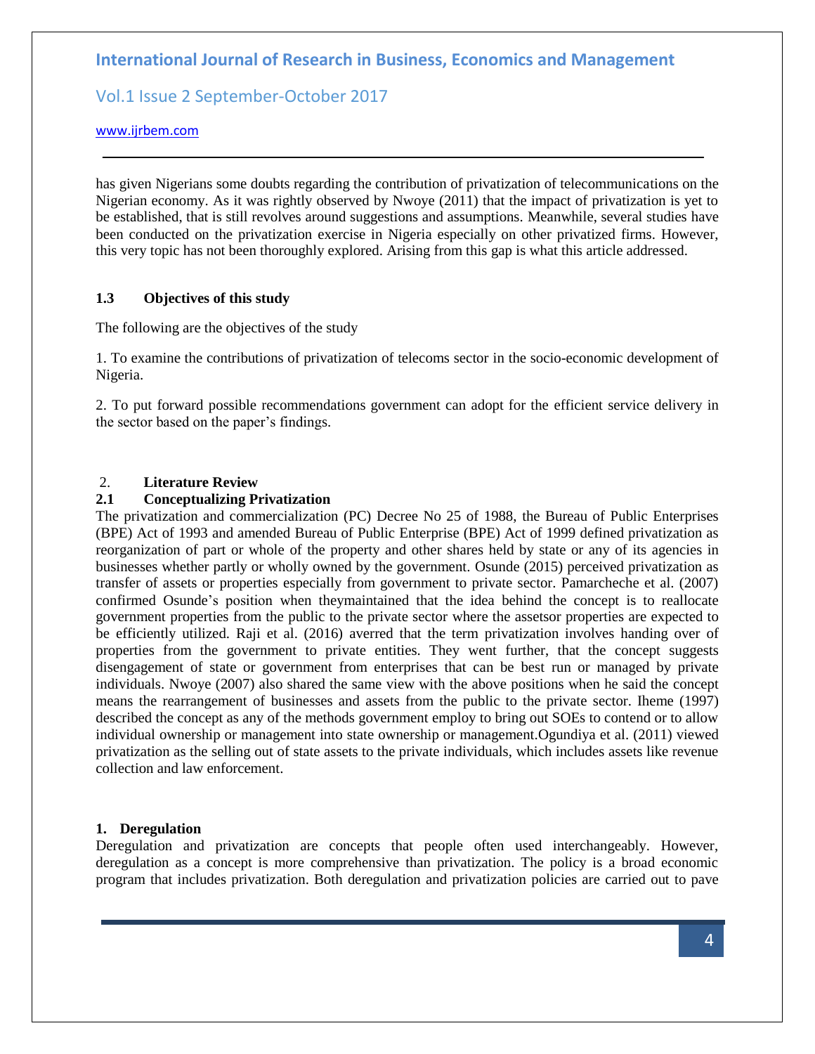has given Nigerians some doubts regarding the contribution of privatization of telecommunications on the Nigerian economy. As it was rightly observed by Nwoye (2011) that the impact of privatization is yet to be established, that is still revolves around suggestions and assumptions. Meanwhile, several studies have been conducted on the privatization exercise in Nigeria especially on other privatized firms. However, this very topic has not been thoroughly explored. Arising from this gap is what this article addressed.

### 1.3 Objectives of this study

The following are the objectives of the study

1. To examine the contributions of privatization of telecoms sector in the socio-economic development of Nigeria.

2. To put forward possible recommendations government can adopt for the efficient service delivery in the sector based on the paper's findings.

## 2. Literature Review

### 2.1 Conceptualizing Privatization

The privatization and commercialization (PC) Decree No 25 of 1988, the Bureau of Public Enterprises (BPE) Act of 1993 and amended Bureau of Public Enterprise (BPE) Act of 1999 defined privatization as reorganization of part or whole of the property and other shares held by state or any of its agencies in businesses whether partly or wholly owned by the government. Osunde (2015) perceived privatization as transfer of assets or properties especially from government to private sector. Pamarcheche et al. (2007) confirmed Osunde's position when theymaintained that the idea behind the concept is to reallocate government properties from the public to the private sector where the assetsor properties are expected to be efficiently utilized. Raji et al. (2016) averred that the term privatization involves handing over of properties from the government to private entities. They went further, that the concept suggests disengagement of state or government from enterprises that can be best run or managed by private individuals. Nwoye (2007) also shared the same view with the above positions when he said the concept means the rearrangement of businesses and assets from the public to the private sector. Iheme (1997) described the concept as any of the methods government employ to bring out SOEs to contend or to allow individual ownership or management into state ownership or management.Ogundiya et al. (2011) viewed privatization as the selling out of state assets to the private individuals, which includes assets like revenue collection and law enforcement.

**1. Deregulation**

Deregulation and privatization are concepts that people often used interchangeably. However, deregulation as a concept is more comprehensive than privatization. The policy is a broad economic program that includes privatization. Both deregulation and privatization policies are carried out to pave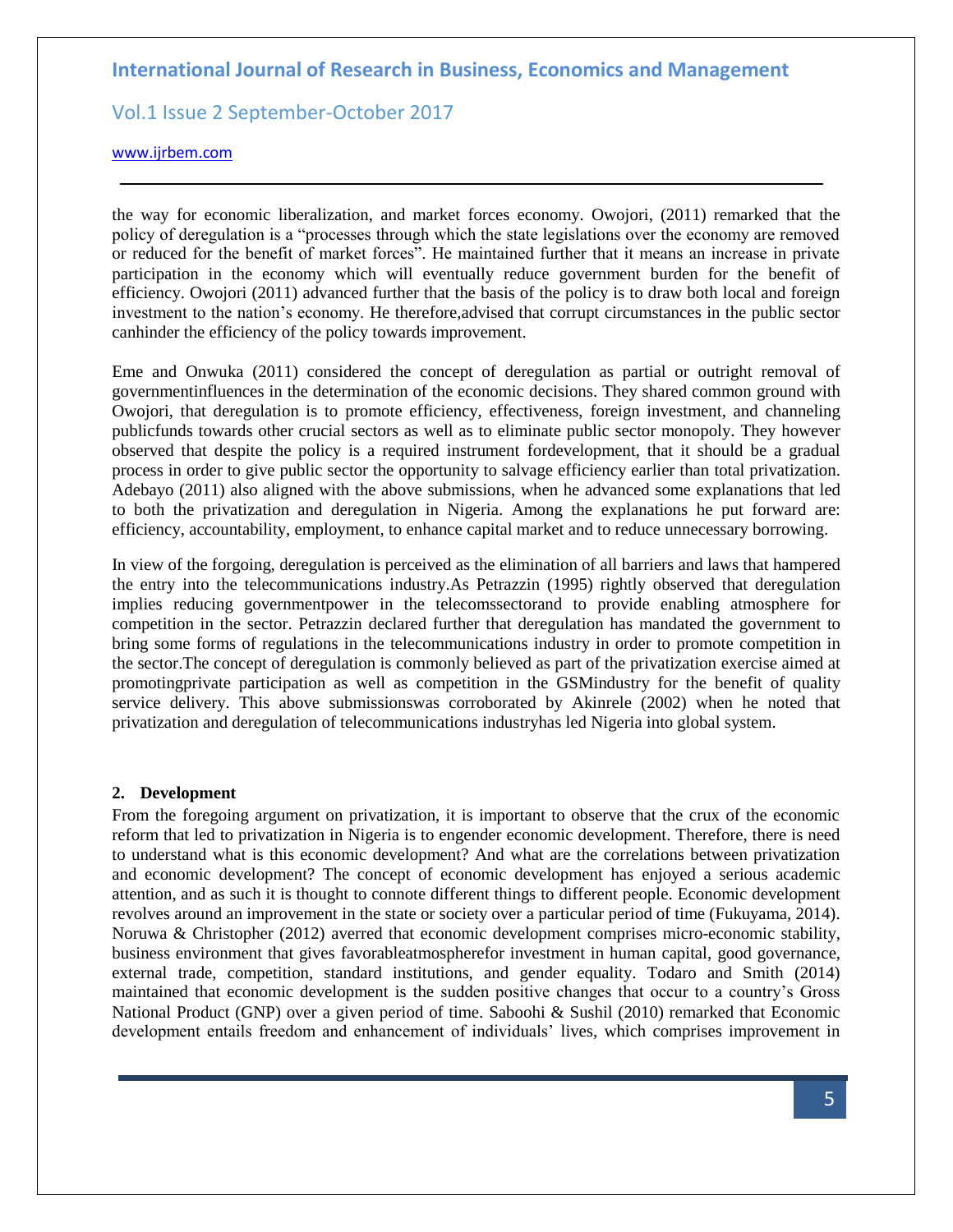the way for economic liberalization, and market forces economy. Owojori, (2011) remarked that the policy of deregulation is a "processes through which the state legislations over the economy are removed or reduced for the benefit of market forces". He maintained further that it means an increase in private participation in the economy which will eventually reduce government burden for the benefit of efficiency. Owojori (2011) advanced further that the basis of the policy is to draw both local and foreign investment to the nation's economy. He therefore,advised that corrupt circumstances in the public sector canhinder the efficiency of the policy towards improvement.

Eme and Onwuka (2011) considered the concept of deregulation as partial or outright removal of governmentinfluences in the determination of the economic decisions. They shared common ground with Owojori, that deregulation is to promote efficiency, effectiveness, foreign investment, and channeling publicfunds towards other crucial sectors as well as to eliminate public sector monopoly. They however observed that despite the policy is a required instrument fordevelopment, that it should be a gradual process in order to give public sector the opportunity to salvage efficiency earlier than total privatization. Adebayo (2011) also aligned with the above submissions, when he advanced some explanations that led to both the privatization and deregulation in Nigeria. Among the explanations he put forward are: efficiency, accountability, employment, to enhance capital market and to reduce unnecessary borrowing.

In view of the forgoing, deregulation is perceived as the elimination of all barriers and laws that hampered the entry into the telecommunications industry.As Petrazzin (1995) rightly observed that deregulation implies reducing governmentpower in the telecomssectorand to provide enabling atmosphere for competition in the sector. Petrazzin declared further that deregulation has mandated the government to bring some forms of regulations in the telecommunications industry in order to promote competition in the sector.The concept of deregulation is commonly believed as part of the privatization exercise aimed at promotingprivate participation as well as competition in the GSMindustry for the benefit of quality service delivery. This above submissionswas corroborated by Akinrele (2002) when he noted that privatization and deregulation of telecommunications industryhas led Nigeria into global system.

## 2. Development

From the foregoing argument on privatization, it is important to observe that the crux of the economic reform that led to privatization in Nigeria is to engender economic development. Therefore, there is need to understand what is this economic development? And what are the correlations between privatization and economic development? The concept of economic development has enjoyed a serious academic attention, and as such it is thought to connote different things to different people. Economic development revolves around an improvement in the state or society over a particular period of time (Fukuyama, 2014). Noruwa & Christopher (2012) averred that economic development comprises micro-economic stability, business environment that gives favorableatmospherefor investment in human capital, good governance, external trade, competition, standard institutions, and gender equality. Todaro and Smith (2014) maintained that economic development is the sudden positive changes that occur to a country's Gross National Product (GNP) over a given period of time. Saboohi & Sushil (2010) remarked that Economic development entails freedom and enhancement of individuals' lives, which comprises improvement in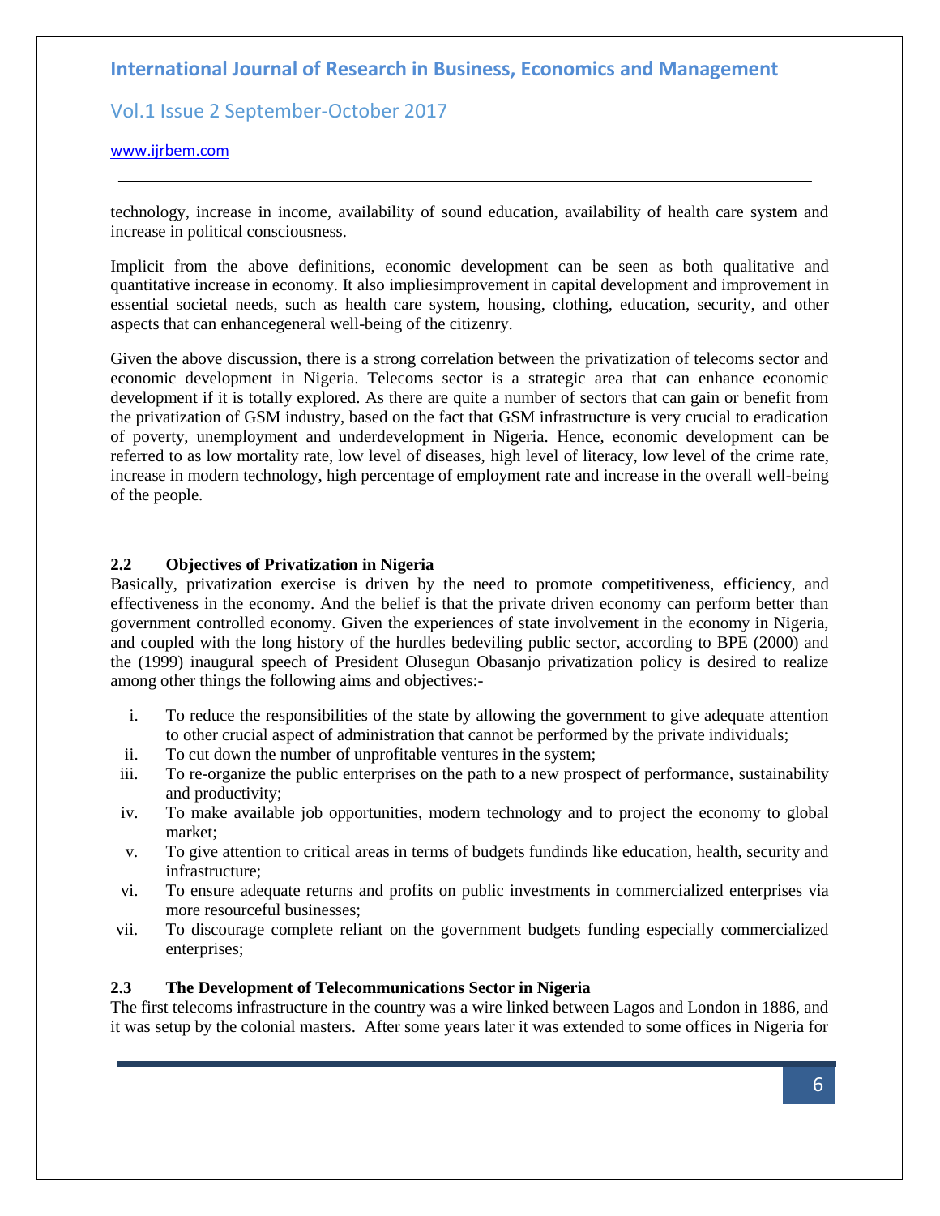technology, increase in income, availability of sound education, availability of health care system and increase in political consciousness.

Implicit from the above definitions, economic development can be seen as both qualitative and quantitative increase in economy. It also impliesimprovement in capital development and improvement in essential societal needs, such as health care system, housing, clothing, education, security, and other aspects that can enhancegeneral well-being of the citizenry.

Given the above discussion, there is a strong correlation between the privatization of telecoms sector and economic development in Nigeria. Telecoms sector is a strategic area that can enhance economic development if it is totally explored. As there are quite a number of sectors that can gain or benefit from the privatization of GSM industry, based on the fact that GSM infrastructure is very crucial to eradication of poverty, unemployment and underdevelopment in Nigeria. Hence, economic development can be referred to as low mortality rate, low level of diseases, high level of literacy, low level of the crime rate, increase in modern technology, high percentage of employment rate and increase in the overall well-being of the people.

### 2.2 Objectives of Privatization in Nigeria

Basically, privatization exercise is driven by the need to promote competitiveness, efficiency, and effectiveness in the economy. And the belief is that the private driven economy can perform better than government controlled economy. Given the experiences of state involvement in the economy in Nigeria, and coupled with the long history of the hurdles bedeviling public sector, according to BPE (2000) and the (1999) inaugural speech of President Olusegun Obasanjo privatization policy is desired to realize among other things the following aims and objectives:-

i. To reduce the responsibilities of the state by allowing the government to give adequate attention to other crucial aspect of administration that cannot be performed by the private individuals;
ii. To cut down the number of unprofitable ventures in the system;
iii. To re-organize the public enterprises on the path to a new prospect of performance, sustainability and productivity;
iv. To make available job opportunities, modern technology and to project the economy to global market;
v. To give attention to critical areas in terms of budgets fundinds like education, health, security and infrastructure;
vi. To ensure adequate returns and profits on public investments in commercialized enterprises via more resourceful businesses;
vii. To discourage complete reliant on the government budgets funding especially commercialized enterprises;

### 2.3 The Development of Telecommunications Sector in Nigeria

The first telecoms infrastructure in the country was a wire linked between Lagos and London in 1886, and it was setup by the colonial masters. After some years later it was extended to some offices in Nigeria for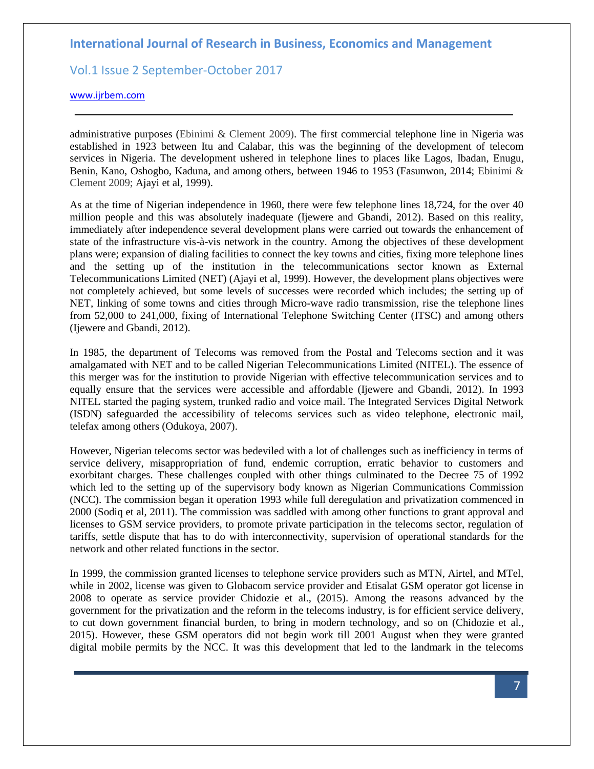administrative purposes (Ebinimi & Clement 2009). The first commercial telephone line in Nigeria was established in 1923 between Itu and Calabar, this was the beginning of the development of telecom services in Nigeria. The development ushered in telephone lines to places like Lagos, Ibadan, Enugu, Benin, Kano, Oshogbo, Kaduna, and among others, between 1946 to 1953 (Fasunwon, 2014; Ebinimi & Clement 2009; Ajayi et al, 1999).

As at the time of Nigerian independence in 1960, there were few telephone lines 18,724, for the over 40 million people and this was absolutely inadequate (Ijewere and Gbandi, 2012). Based on this reality, immediately after independence several development plans were carried out towards the enhancement of state of the infrastructure vis-à-vis network in the country. Among the objectives of these development plans were; expansion of dialing facilities to connect the key towns and cities, fixing more telephone lines and the setting up of the institution in the telecommunications sector known as External Telecommunications Limited (NET) (Ajayi et al, 1999). However, the development plans objectives were not completely achieved, but some levels of successes were recorded which includes; the setting up of NET, linking of some towns and cities through Micro-wave radio transmission, rise the telephone lines from 52,000 to 241,000, fixing of International Telephone Switching Center (ITSC) and among others (Ijewere and Gbandi, 2012).

In 1985, the department of Telecoms was removed from the Postal and Telecoms section and it was amalgamated with NET and to be called Nigerian Telecommunications Limited (NITEL). The essence of this merger was for the institution to provide Nigerian with effective telecommunication services and to equally ensure that the services were accessible and affordable (Ijewere and Gbandi, 2012). In 1993 NITEL started the paging system, trunked radio and voice mail. The Integrated Services Digital Network (ISDN) safeguarded the accessibility of telecoms services such as video telephone, electronic mail, telefax among others (Odukoya, 2007).

However, Nigerian telecoms sector was bedeviled with a lot of challenges such as inefficiency in terms of service delivery, misappropriation of fund, endemic corruption, erratic behavior to customers and exorbitant charges. These challenges coupled with other things culminated to the Decree 75 of 1992 which led to the setting up of the supervisory body known as Nigerian Communications Commission (NCC). The commission began it operation 1993 while full deregulation and privatization commenced in 2000 (Sodiq et al, 2011). The commission was saddled with among other functions to grant approval and licenses to GSM service providers, to promote private participation in the telecoms sector, regulation of tariffs, settle dispute that has to do with interconnectivity, supervision of operational standards for the network and other related functions in the sector.

In 1999, the commission granted licenses to telephone service providers such as MTN, Airtel, and MTel, while in 2002, license was given to Globacom service provider and Etisalat GSM operator got license in 2008 to operate as service provider Chidozie et al., (2015). Among the reasons advanced by the government for the privatization and the reform in the telecoms industry, is for efficient service delivery, to cut down government financial burden, to bring in modern technology, and so on (Chidozie et al., 2015). However, these GSM operators did not begin work till 2001 August when they were granted digital mobile permits by the NCC. It was this development that led to the landmark in the telecoms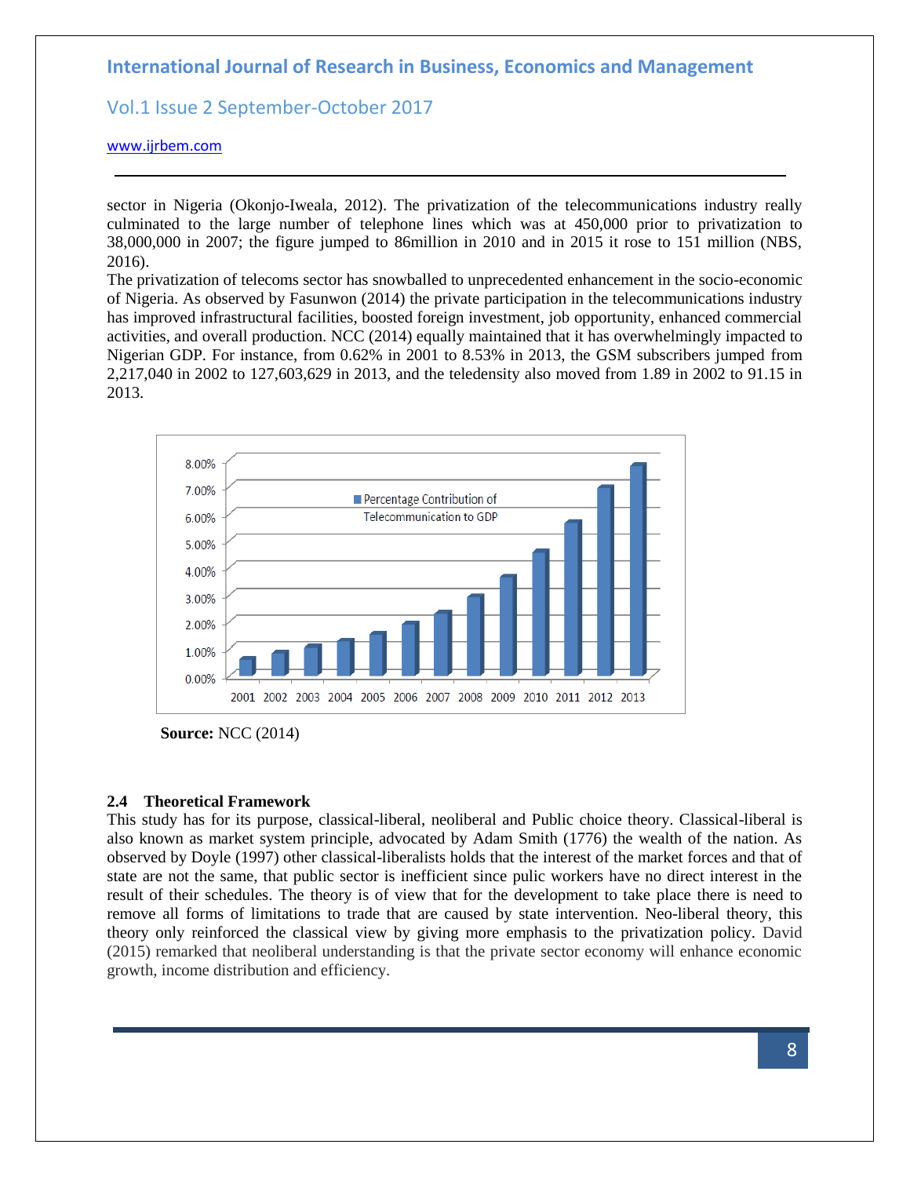sector in Nigeria (Okonjo-Iweala, 2012). The privatization of the telecommunications industry really culminated to the large number of telephone lines which was at 450,000 prior to privatization to 38,000,000 in 2007; the figure jumped to 86million in 2010 and in 2015 it rose to 151 million (NBS, 2016).

The privatization of telecoms sector has snowballed to unprecedented enhancement in the socio-economic of Nigeria. As observed by Fasunwon (2014) the private participation in the telecommunications industry has improved infrastructural facilities, boosted foreign investment, job opportunity, enhanced commercial activities, and overall production. NCC (2014) equally maintained that it has overwhelmingly impacted to Nigerian GDP. For instance, from 0.62% in 2001 to 8.53% in 2013, the GSM subscribers jumped from 2,217,040 in 2002 to 127,603,629 in 2013, and the teledensity also moved from 1.89 in 2002 to 91.15 in 2013.

**Source:** NCC (2014)

### 2.4 Theoretical Framework

This study has for its purpose, classical-liberal, neoliberal and Public choice theory. Classical-liberal is also known as market system principle, advocated by Adam Smith (1776) the wealth of the nation. As observed by Doyle (1997) other classical-liberalists holds that the interest of the market forces and that of state are not the same, that public sector is inefficient since pulic workers have no direct interest in the result of their schedules. The theory is of view that for the development to take place there is need to remove all forms of limitations to trade that are caused by state intervention. Neo-liberal theory, this theory only reinforced the classical view by giving more emphasis to the privatization policy. David (2015) remarked that neoliberal understanding is that the private sector economy will enhance economic growth, income distribution and efficiency.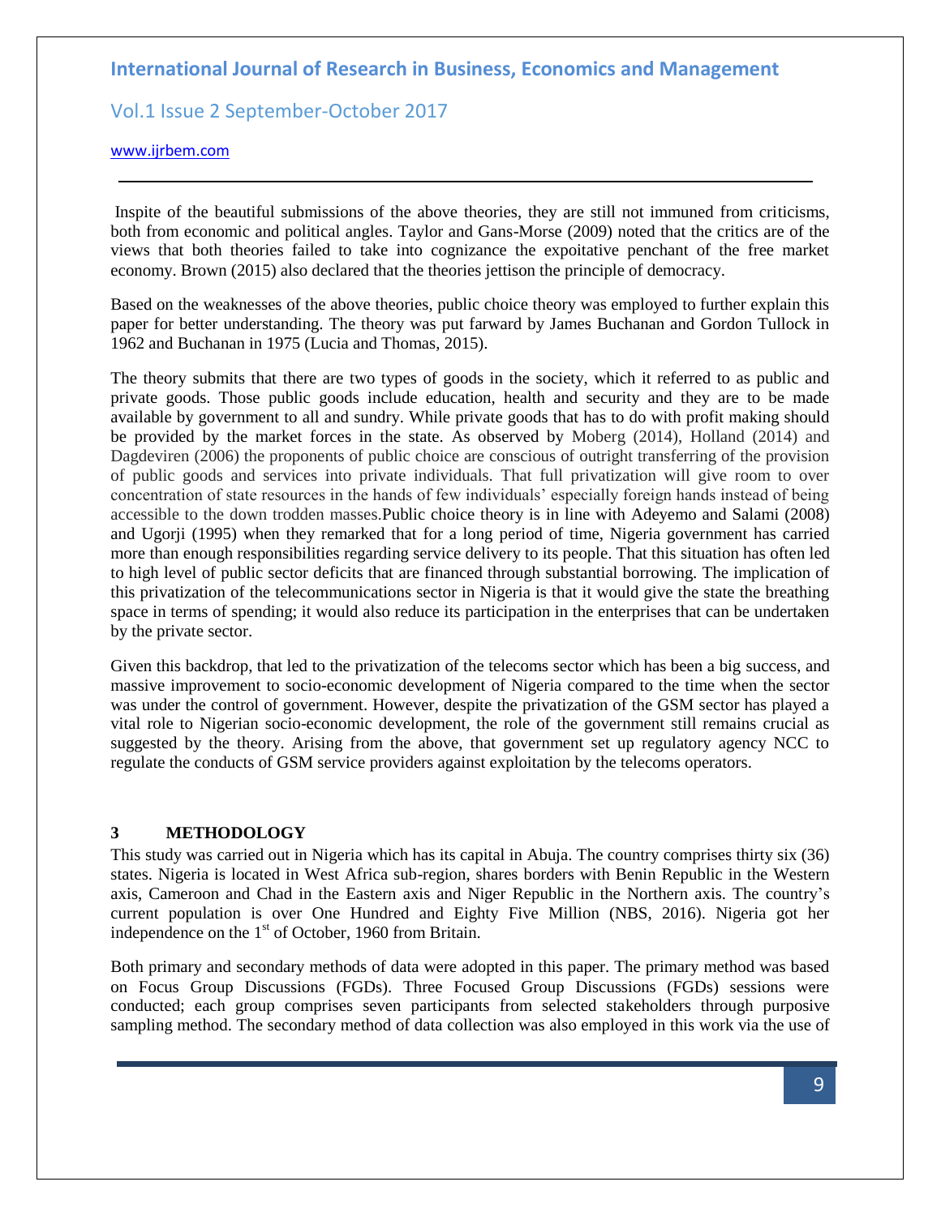Inspite of the beautiful submissions of the above theories, they are still not immuned from criticisms, both from economic and political angles. Taylor and Gans-Morse (2009) noted that the critics are of the views that both theories failed to take into cognizance the expoitative penchant of the free market economy. Brown (2015) also declared that the theories jettison the principle of democracy.

Based on the weaknesses of the above theories, public choice theory was employed to further explain this paper for better understanding. The theory was put farward by James Buchanan and Gordon Tullock in 1962 and Buchanan in 1975 (Lucia and Thomas, 2015).

The theory submits that there are two types of goods in the society, which it referred to as public and private goods. Those public goods include education, health and security and they are to be made available by government to all and sundry. While private goods that has to do with profit making should be provided by the market forces in the state. As observed by Moberg (2014), Holland (2014) and Dagdeviren (2006) the proponents of public choice are conscious of outright transferring of the provision of public goods and services into private individuals. That full privatization will give room to over concentration of state resources in the hands of few individuals' especially foreign hands instead of being accessible to the down trodden masses.Public choice theory is in line with Adeyemo and Salami (2008) and Ugorji (1995) when they remarked that for a long period of time, Nigeria government has carried more than enough responsibilities regarding service delivery to its people. That this situation has often led to high level of public sector deficits that are financed through substantial borrowing. The implication of this privatization of the telecommunications sector in Nigeria is that it would give the state the breathing space in terms of spending; it would also reduce its participation in the enterprises that can be undertaken by the private sector.

Given this backdrop, that led to the privatization of the telecoms sector which has been a big success, and massive improvement to socio-economic development of Nigeria compared to the time when the sector was under the control of government. However, despite the privatization of the GSM sector has played a vital role to Nigerian socio-economic development, the role of the government still remains crucial as suggested by the theory. Arising from the above, that government set up regulatory agency NCC to regulate the conducts of GSM service providers against exploitation by the telecoms operators.

## 3 METHODOLOGY

This study was carried out in Nigeria which has its capital in Abuja. The country comprises thirty six (36) states. Nigeria is located in West Africa sub-region, shares borders with Benin Republic in the Western axis, Cameroon and Chad in the Eastern axis and Niger Republic in the Northern axis. The country's current population is over One Hundred and Eighty Five Million (NBS, 2016). Nigeria got her independence on the 1st of October, 1960 from Britain.

Both primary and secondary methods of data were adopted in this paper. The primary method was based on Focus Group Discussions (FGDs). Three Focused Group Discussions (FGDs) sessions were conducted; each group comprises seven participants from selected stakeholders through purposive sampling method. The secondary method of data collection was also employed in this work via the use of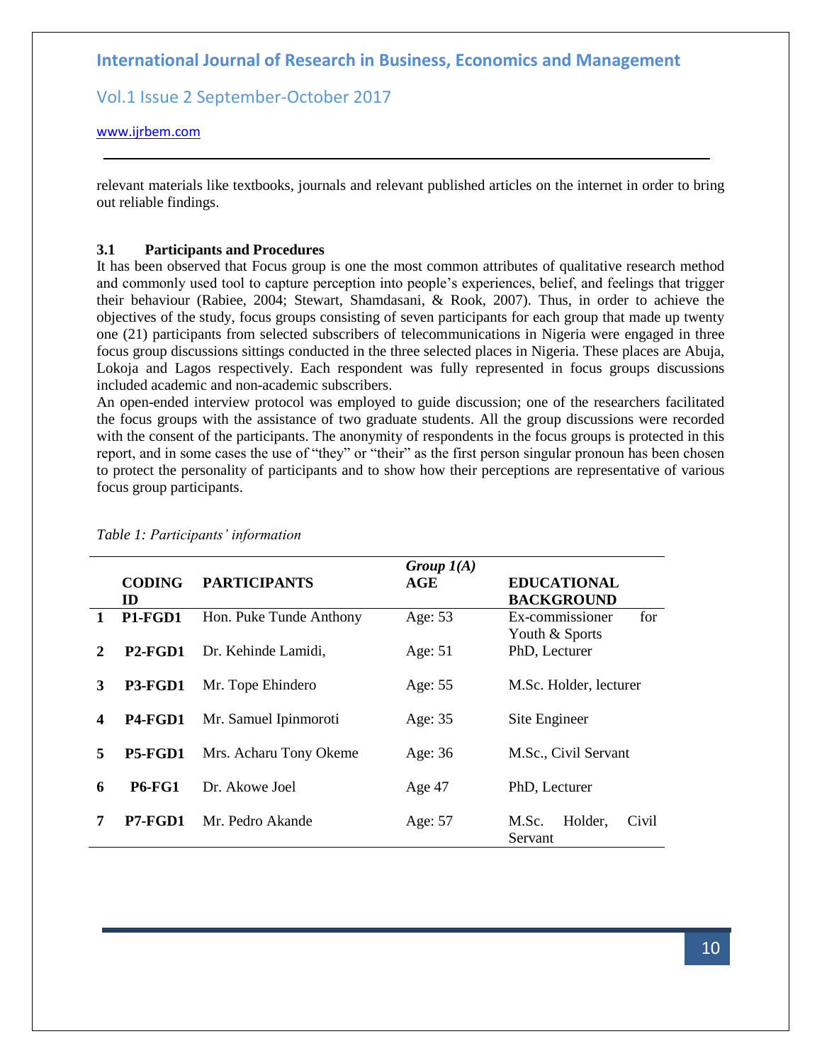relevant materials like textbooks, journals and relevant published articles on the internet in order to bring out reliable findings.

### 3.1 Participants and Procedures

It has been observed that Focus group is one the most common attributes of qualitative research method and commonly used tool to capture perception into people's experiences, belief, and feelings that trigger their behaviour (Rabiee, 2004; Stewart, Shamdasani, & Rook, 2007). Thus, in order to achieve the objectives of the study, focus groups consisting of seven participants for each group that made up twenty one (21) participants from selected subscribers of telecommunications in Nigeria were engaged in three focus group discussions sittings conducted in the three selected places in Nigeria. These places are Abuja, Lokoja and Lagos respectively. Each respondent was fully represented in focus groups discussions included academic and non-academic subscribers.

An open-ended interview protocol was employed to guide discussion; one of the researchers facilitated the focus groups with the assistance of two graduate students. All the group discussions were recorded with the consent of the participants. The anonymity of respondents in the focus groups is protected in this report, and in some cases the use of "they" or "their" as the first person singular pronoun has been chosen to protect the personality of participants and to show how their perceptions are representative of various focus group participants.

*Table 1: Participants' information*

| | CODING ID | PARTICIPANTS | *Group 1(A)* AGE | EDUCATIONAL BACKGROUND |
|---|---|---|---|---|
| 1 | P1-FGD1 | Hon. Puke Tunde Anthony | Age: 53 | Ex-commissioner for Youth & Sports |
| 2 | P2-FGD1 | Dr. Kehinde Lamidi, | Age: 51 | PhD, Lecturer |
| 3 | P3-FGD1 | Mr. Tope Ehindero | Age: 55 | M.Sc. Holder, lecturer |
| 4 | P4-FGD1 | Mr. Samuel Ipinmoroti | Age: 35 | Site Engineer |
| 5 | P5-FGD1 | Mrs. Acharu Tony Okeme | Age: 36 | M.Sc., Civil Servant |
| 6 | P6-FG1 | Dr. Akowe Joel | Age 47 | PhD, Lecturer |
| 7 | P7-FGD1 | Mr. Pedro Akande | Age: 57 | M.Sc. Holder, Civil Servant |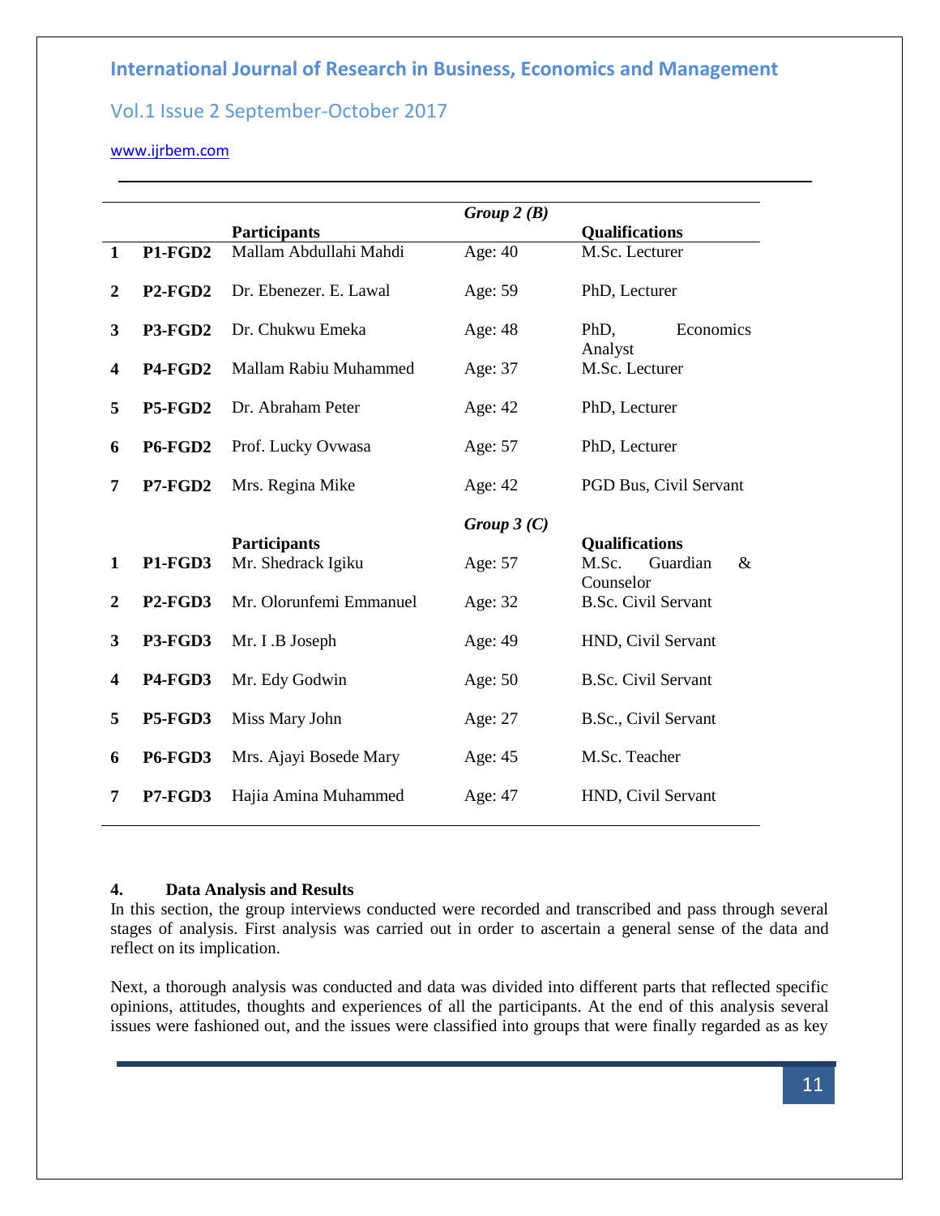| | | Participants | Group 2 (B) | Qualifications |
|---|---|---|---|---|
| **1** | **P1-FGD2** | Mallam Abdullahi Mahdi | Age: 40 | M.Sc. Lecturer |
| **2** | **P2-FGD2** | Dr. Ebenezer. E. Lawal | Age: 59 | PhD, Lecturer |
| **3** | **P3-FGD2** | Dr. Chukwu Emeka | Age: 48 | PhD, Economics Analyst |
| **4** | **P4-FGD2** | Mallam Rabiu Muhammed | Age: 37 | M.Sc. Lecturer |
| **5** | **P5-FGD2** | Dr. Abraham Peter | Age: 42 | PhD, Lecturer |
| **6** | **P6-FGD2** | Prof. Lucky Ovwasa | Age: 57 | PhD, Lecturer |
| **7** | **P7-FGD2** | Mrs. Regina Mike | Age: 42 | PGD Bus, Civil Servant |
| | | **Participants** | ***Group 3 (C)*** | **Qualifications** |
| **1** | **P1-FGD3** | Mr. Shedrack Igiku | Age: 57 | M.Sc. Guardian & Counselor |
| **2** | **P2-FGD3** | Mr. Olorunfemi Emmanuel | Age: 32 | B.Sc. Civil Servant |
| **3** | **P3-FGD3** | Mr. I .B Joseph | Age: 49 | HND, Civil Servant |
| **4** | **P4-FGD3** | Mr. Edy Godwin | Age: 50 | B.Sc. Civil Servant |
| **5** | **P5-FGD3** | Miss Mary John | Age: 27 | B.Sc., Civil Servant |
| **6** | **P6-FGD3** | Mrs. Ajayi Bosede Mary | Age: 45 | M.Sc. Teacher |
| **7** | **P7-FGD3** | Hajia Amina Muhammed | Age: 47 | HND, Civil Servant |

## 4. Data Analysis and Results

In this section, the group interviews conducted were recorded and transcribed and pass through several stages of analysis. First analysis was carried out in order to ascertain a general sense of the data and reflect on its implication.

Next, a thorough analysis was conducted and data was divided into different parts that reflected specific opinions, attitudes, thoughts and experiences of all the participants. At the end of this analysis several issues were fashioned out, and the issues were classified into groups that were finally regarded as as key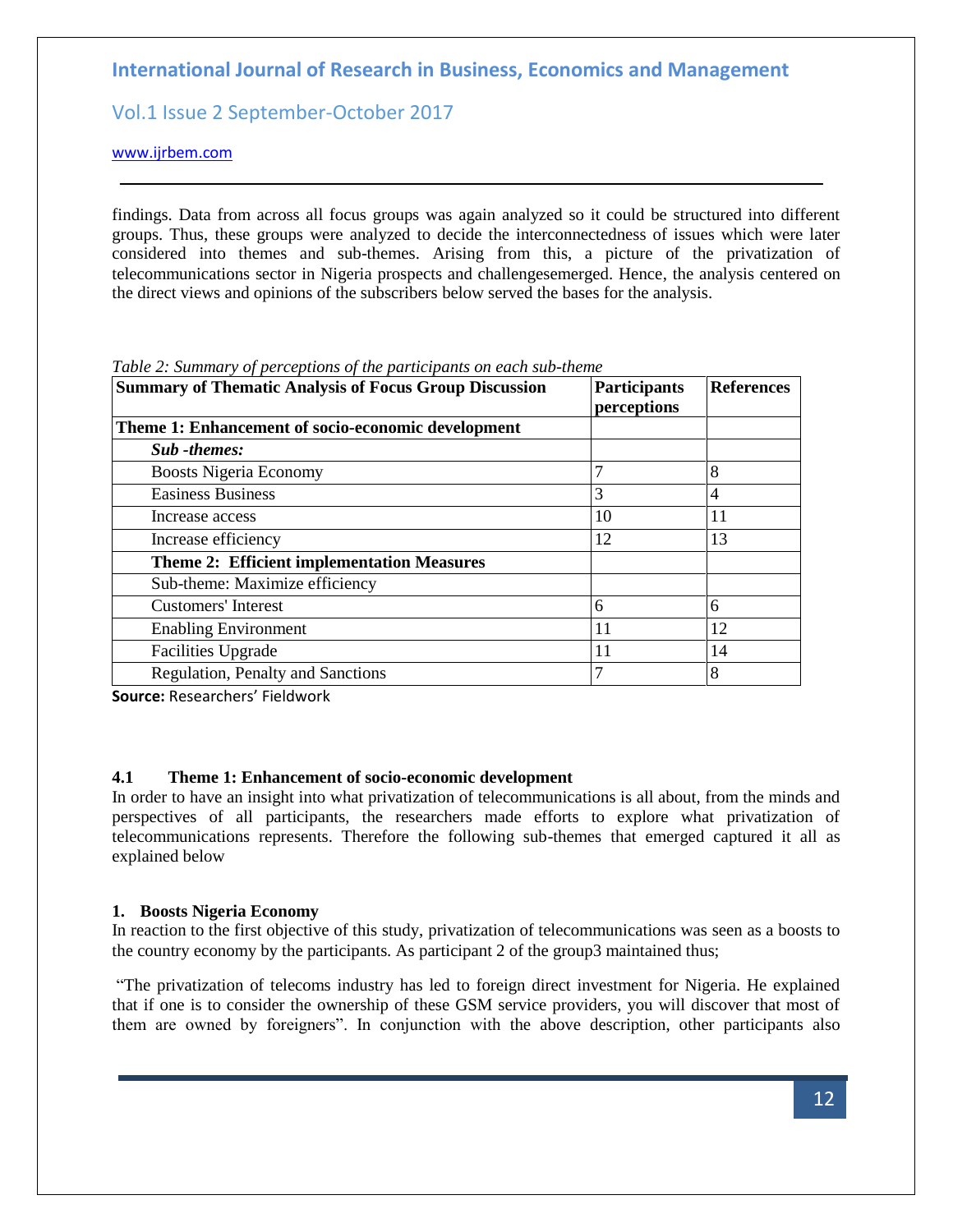findings. Data from across all focus groups was again analyzed so it could be structured into different groups. Thus, these groups were analyzed to decide the interconnectedness of issues which were later considered into themes and sub-themes. Arising from this, a picture of the privatization of telecommunications sector in Nigeria prospects and challengesemerged. Hence, the analysis centered on the direct views and opinions of the subscribers below served the bases for the analysis.

*Table 2: Summary of perceptions of the participants on each sub-theme*

| **Summary of Thematic Analysis of Focus Group Discussion** | **Participants perceptions** | **References** |
|---|---|---|
| **Theme 1: Enhancement of socio-economic development** | | |
| ***Sub -themes:*** | | |
| Boosts Nigeria Economy | 7 | 8 |
| Easiness Business | 3 | 4 |
| Increase access | 10 | 11 |
| Increase efficiency | 12 | 13 |
| **Theme 2: Efficient implementation Measures** | | |
| Sub-theme: Maximize efficiency | | |
| Customers' Interest | 6 | 6 |
| Enabling Environment | 11 | 12 |
| Facilities Upgrade | 11 | 14 |
| Regulation, Penalty and Sanctions | 7 | 8 |

**Source:** Researchers' Fieldwork

### 4.1 Theme 1: Enhancement of socio-economic development

In order to have an insight into what privatization of telecommunications is all about, from the minds and perspectives of all participants, the researchers made efforts to explore what privatization of telecommunications represents. Therefore the following sub-themes that emerged captured it all as explained below

#### 1. Boosts Nigeria Economy

In reaction to the first objective of this study, privatization of telecommunications was seen as a boosts to the country economy by the participants. As participant 2 of the group3 maintained thus;

"The privatization of telecoms industry has led to foreign direct investment for Nigeria. He explained that if one is to consider the ownership of these GSM service providers, you will discover that most of them are owned by foreigners". In conjunction with the above description, other participants also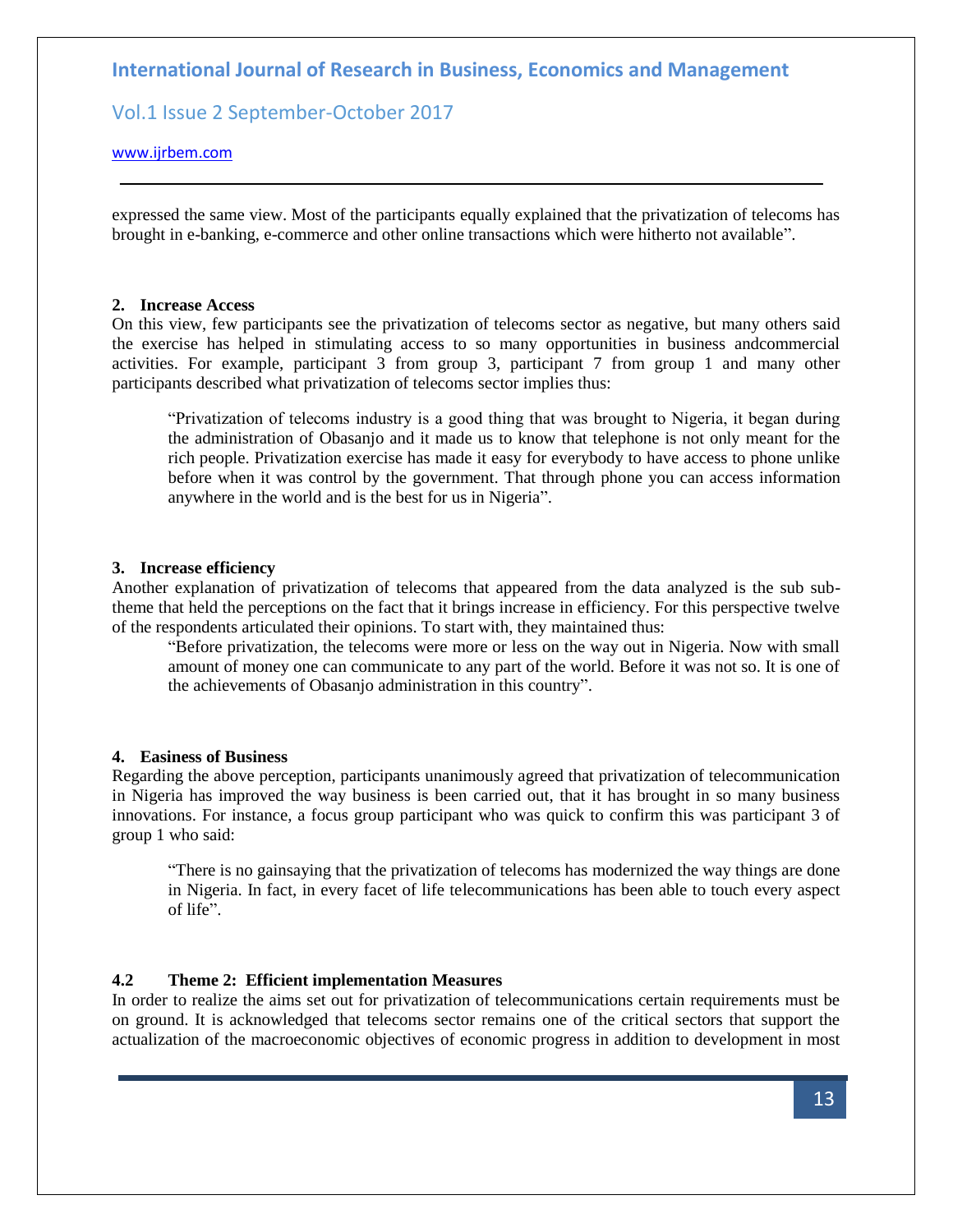expressed the same view. Most of the participants equally explained that the privatization of telecoms has brought in e-banking, e-commerce and other online transactions which were hitherto not available".

**2. Increase Access**

On this view, few participants see the privatization of telecoms sector as negative, but many others said the exercise has helped in stimulating access to so many opportunities in business andcommercial activities. For example, participant 3 from group 3, participant 7 from group 1 and many other participants described what privatization of telecoms sector implies thus:

> "Privatization of telecoms industry is a good thing that was brought to Nigeria, it began during the administration of Obasanjo and it made us to know that telephone is not only meant for the rich people. Privatization exercise has made it easy for everybody to have access to phone unlike before when it was control by the government. That through phone you can access information anywhere in the world and is the best for us in Nigeria".

**3. Increase efficiency**

Another explanation of privatization of telecoms that appeared from the data analyzed is the sub sub-theme that held the perceptions on the fact that it brings increase in efficiency. For this perspective twelve of the respondents articulated their opinions. To start with, they maintained thus:

> "Before privatization, the telecoms were more or less on the way out in Nigeria. Now with small amount of money one can communicate to any part of the world. Before it was not so. It is one of the achievements of Obasanjo administration in this country".

**4. Easiness of Business**

Regarding the above perception, participants unanimously agreed that privatization of telecommunication in Nigeria has improved the way business is been carried out, that it has brought in so many business innovations. For instance, a focus group participant who was quick to confirm this was participant 3 of group 1 who said:

> "There is no gainsaying that the privatization of telecoms has modernized the way things are done in Nigeria. In fact, in every facet of life telecommunications has been able to touch every aspect of life".

### 4.2 Theme 2: Efficient implementation Measures

In order to realize the aims set out for privatization of telecommunications certain requirements must be on ground. It is acknowledged that telecoms sector remains one of the critical sectors that support the actualization of the macroeconomic objectives of economic progress in addition to development in most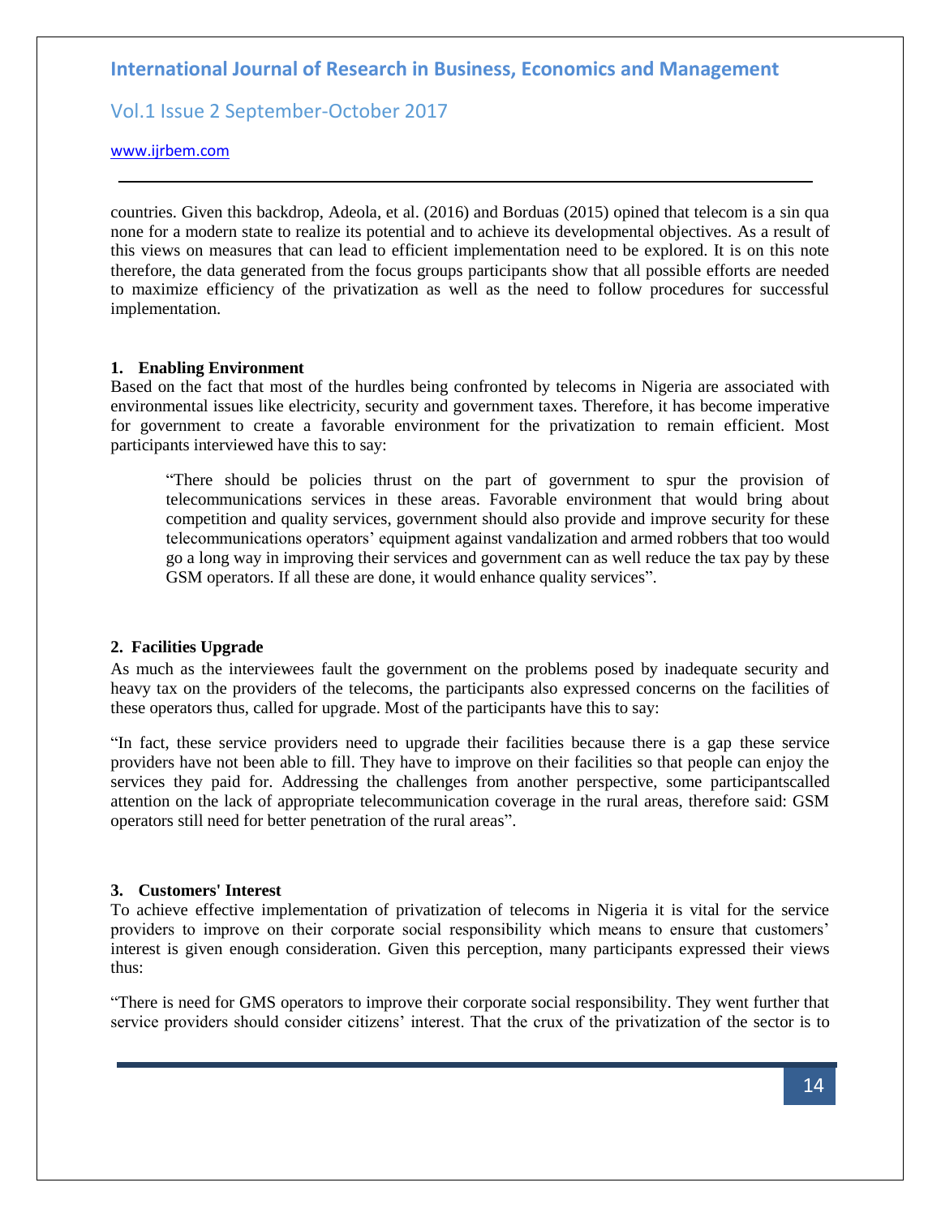countries. Given this backdrop, Adeola, et al. (2016) and Borduas (2015) opined that telecom is a sin qua none for a modern state to realize its potential and to achieve its developmental objectives. As a result of this views on measures that can lead to efficient implementation need to be explored. It is on this note therefore, the data generated from the focus groups participants show that all possible efforts are needed to maximize efficiency of the privatization as well as the need to follow procedures for successful implementation.

**1. Enabling Environment**

Based on the fact that most of the hurdles being confronted by telecoms in Nigeria are associated with environmental issues like electricity, security and government taxes. Therefore, it has become imperative for government to create a favorable environment for the privatization to remain efficient. Most participants interviewed have this to say:

> "There should be policies thrust on the part of government to spur the provision of telecommunications services in these areas. Favorable environment that would bring about competition and quality services, government should also provide and improve security for these telecommunications operators' equipment against vandalization and armed robbers that too would go a long way in improving their services and government can as well reduce the tax pay by these GSM operators. If all these are done, it would enhance quality services".

**2. Facilities Upgrade**

As much as the interviewees fault the government on the problems posed by inadequate security and heavy tax on the providers of the telecoms, the participants also expressed concerns on the facilities of these operators thus, called for upgrade. Most of the participants have this to say:

"In fact, these service providers need to upgrade their facilities because there is a gap these service providers have not been able to fill. They have to improve on their facilities so that people can enjoy the services they paid for. Addressing the challenges from another perspective, some participantscalled attention on the lack of appropriate telecommunication coverage in the rural areas, therefore said: GSM operators still need for better penetration of the rural areas".

**3. Customers' Interest**

To achieve effective implementation of privatization of telecoms in Nigeria it is vital for the service providers to improve on their corporate social responsibility which means to ensure that customers' interest is given enough consideration. Given this perception, many participants expressed their views thus:

"There is need for GMS operators to improve their corporate social responsibility. They went further that service providers should consider citizens' interest. That the crux of the privatization of the sector is to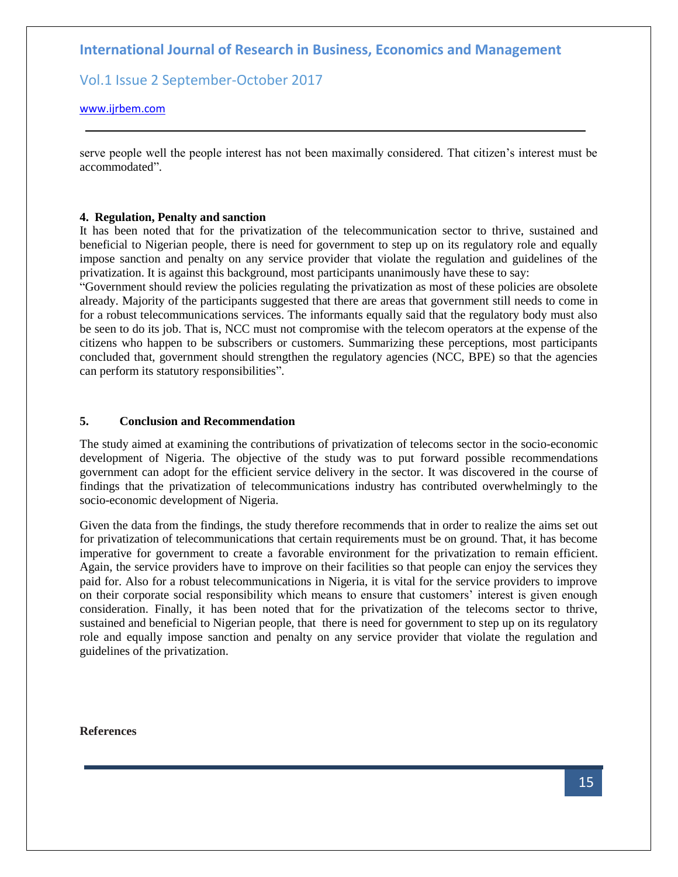serve people well the people interest has not been maximally considered. That citizen's interest must be accommodated".

### 4. Regulation, Penalty and sanction

It has been noted that for the privatization of the telecommunication sector to thrive, sustained and beneficial to Nigerian people, there is need for government to step up on its regulatory role and equally impose sanction and penalty on any service provider that violate the regulation and guidelines of the privatization. It is against this background, most participants unanimously have these to say:

"Government should review the policies regulating the privatization as most of these policies are obsolete already. Majority of the participants suggested that there are areas that government still needs to come in for a robust telecommunications services. The informants equally said that the regulatory body must also be seen to do its job. That is, NCC must not compromise with the telecom operators at the expense of the citizens who happen to be subscribers or customers. Summarizing these perceptions, most participants concluded that, government should strengthen the regulatory agencies (NCC, BPE) so that the agencies can perform its statutory responsibilities".

## 5. Conclusion and Recommendation

The study aimed at examining the contributions of privatization of telecoms sector in the socio-economic development of Nigeria. The objective of the study was to put forward possible recommendations government can adopt for the efficient service delivery in the sector. It was discovered in the course of findings that the privatization of telecommunications industry has contributed overwhelmingly to the socio-economic development of Nigeria.

Given the data from the findings, the study therefore recommends that in order to realize the aims set out for privatization of telecommunications that certain requirements must be on ground. That, it has become imperative for government to create a favorable environment for the privatization to remain efficient. Again, the service providers have to improve on their facilities so that people can enjoy the services they paid for. Also for a robust telecommunications in Nigeria, it is vital for the service providers to improve on their corporate social responsibility which means to ensure that customers' interest is given enough consideration. Finally, it has been noted that for the privatization of the telecoms sector to thrive, sustained and beneficial to Nigerian people, that there is need for government to step up on its regulatory role and equally impose sanction and penalty on any service provider that violate the regulation and guidelines of the privatization.

## References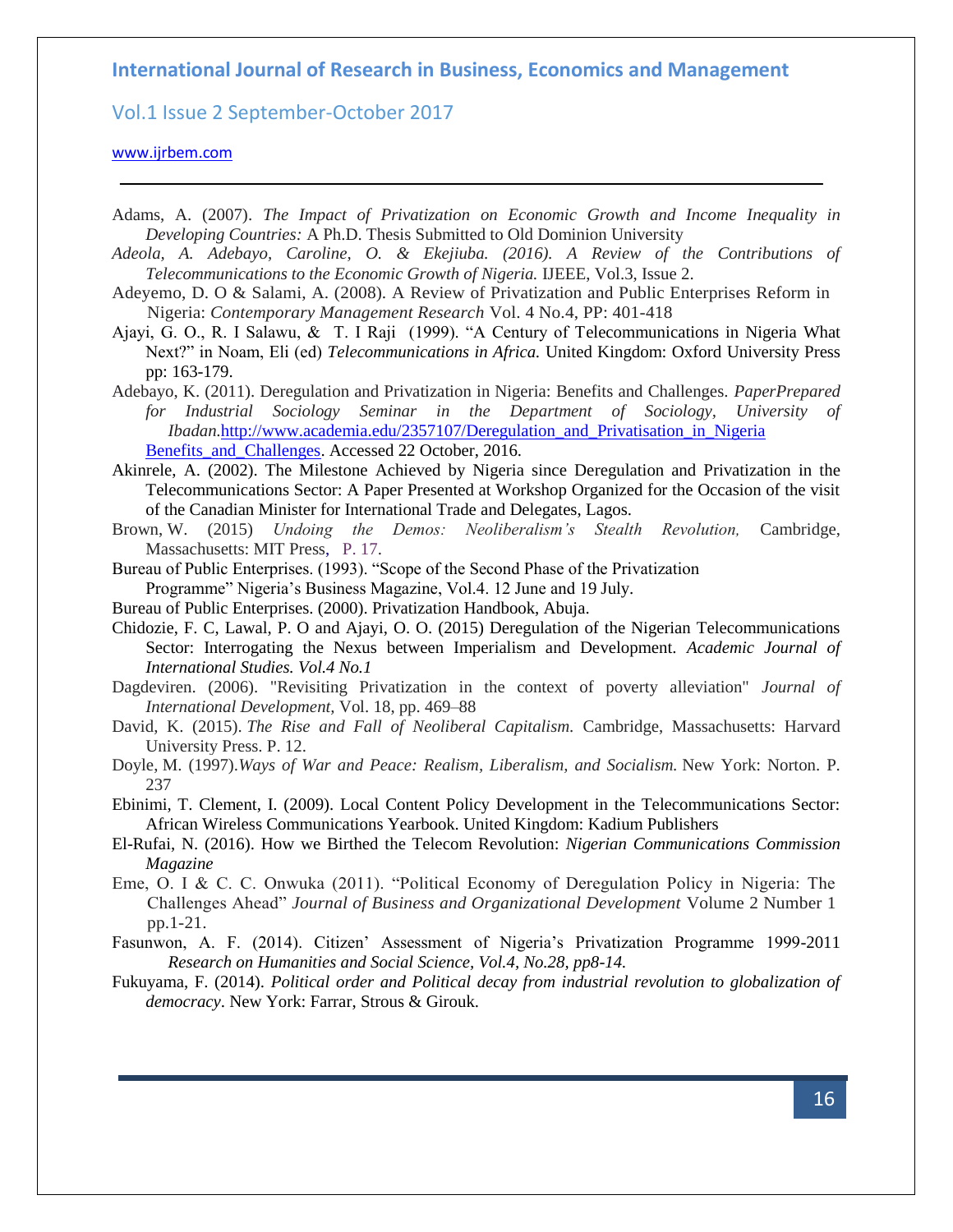Adams, A. (2007). *The Impact of Privatization on Economic Growth and Income Inequality in Developing Countries:* A Ph.D. Thesis Submitted to Old Dominion University

*Adeola, A. Adebayo, Caroline, O. & Ekejiuba. (2016). A Review of the Contributions of Telecommunications to the Economic Growth of Nigeria.* IJEEE, Vol.3, Issue 2.

Adeyemo, D. O & Salami, A. (2008). A Review of Privatization and Public Enterprises Reform in Nigeria: *Contemporary Management Research* Vol. 4 No.4, PP: 401-418

Ajayi, G. O., R. I Salawu, & T. I Raji (1999). "A Century of Telecommunications in Nigeria What Next?" in Noam, Eli (ed) *Telecommunications in Africa.* United Kingdom: Oxford University Press pp: 163-179.

Adebayo, K. (2011). Deregulation and Privatization in Nigeria: Benefits and Challenges. *PaperPrepared for Industrial Sociology Seminar in the Department of Sociology, University of Ibadan.*http://www.academia.edu/2357107/Deregulation_and_Privatisation_in_Nigeria Benefits_and_Challenges. Accessed 22 October, 2016.

Akinrele, A. (2002). The Milestone Achieved by Nigeria since Deregulation and Privatization in the Telecommunications Sector: A Paper Presented at Workshop Organized for the Occasion of the visit of the Canadian Minister for International Trade and Delegates, Lagos.

Brown, W. (2015) *Undoing the Demos: Neoliberalism's Stealth Revolution,* Cambridge, Massachusetts: MIT Press, P. 17.

Bureau of Public Enterprises. (1993). "Scope of the Second Phase of the Privatization Programme" Nigeria's Business Magazine, Vol.4. 12 June and 19 July.

Bureau of Public Enterprises. (2000). Privatization Handbook, Abuja.

Chidozie, F. C, Lawal, P. O and Ajayi, O. O. (2015) Deregulation of the Nigerian Telecommunications Sector: Interrogating the Nexus between Imperialism and Development. *Academic Journal of International Studies. Vol.4 No.1*

Dagdeviren. (2006). "Revisiting Privatization in the context of poverty alleviation" *Journal of International Development,* Vol. 18, pp. 469–88

David, K. (2015). *The Rise and Fall of Neoliberal Capitalism.* Cambridge, Massachusetts: Harvard University Press. P. 12.

Doyle, M. (1997).*Ways of War and Peace: Realism, Liberalism, and Socialism.* New York: Norton. P. 237

Ebinimi, T. Clement, I. (2009). Local Content Policy Development in the Telecommunications Sector: African Wireless Communications Yearbook. United Kingdom: Kadium Publishers

El-Rufai, N. (2016). How we Birthed the Telecom Revolution: *Nigerian Communications Commission Magazine*

Eme, O. I & C. C. Onwuka (2011). "Political Economy of Deregulation Policy in Nigeria: The Challenges Ahead" *Journal of Business and Organizational Development* Volume 2 Number 1 pp.1-21.

Fasunwon, A. F. (2014). Citizen' Assessment of Nigeria's Privatization Programme 1999-2011 *Research on Humanities and Social Science, Vol.4, No.28, pp8-14.*

Fukuyama, F. (2014). *Political order and Political decay from industrial revolution to globalization of democracy*. New York: Farrar, Strous & Girouk.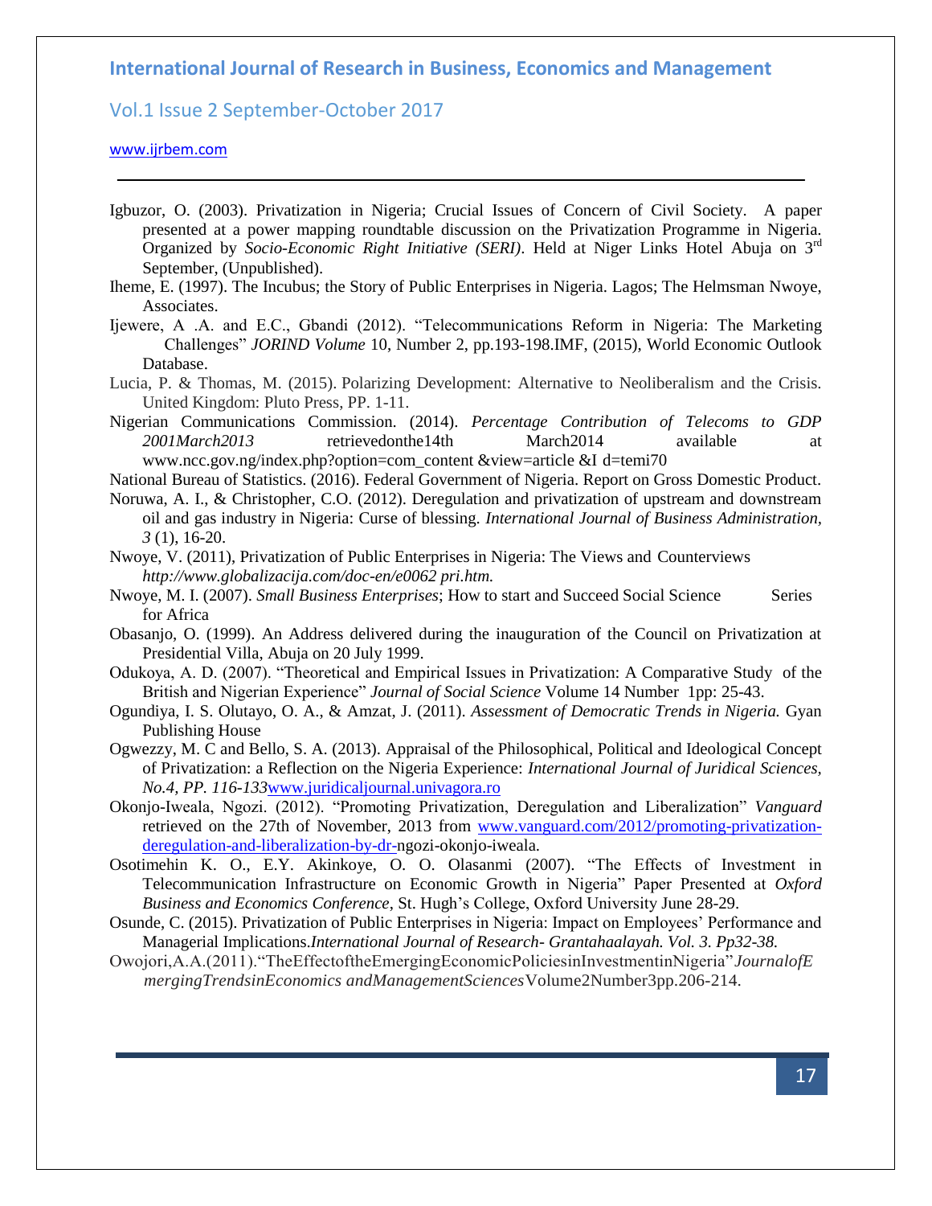Igbuzor, O. (2003). Privatization in Nigeria; Crucial Issues of Concern of Civil Society. A paper presented at a power mapping roundtable discussion on the Privatization Programme in Nigeria. Organized by *Socio-Economic Right Initiative (SERI)*. Held at Niger Links Hotel Abuja on 3rd September, (Unpublished).

Iheme, E. (1997). The Incubus; the Story of Public Enterprises in Nigeria. Lagos; The Helmsman Nwoye, Associates.

Ijewere, A .A. and E.C., Gbandi (2012). "Telecommunications Reform in Nigeria: The Marketing Challenges" *JORIND Volume* 10, Number 2, pp.193-198.IMF, (2015), World Economic Outlook Database.

Lucia, P. & Thomas, M. (2015). Polarizing Development: Alternative to Neoliberalism and the Crisis. United Kingdom: Pluto Press, PP. 1-11.

Nigerian Communications Commission. (2014). *Percentage Contribution of Telecoms to GDP 2001March2013* retrievedonthe14th March2014 available at www.ncc.gov.ng/index.php?option=com_content &view=article &I d=temi70

National Bureau of Statistics. (2016). Federal Government of Nigeria. Report on Gross Domestic Product.

Noruwa, A. I., & Christopher, C.O. (2012). Deregulation and privatization of upstream and downstream oil and gas industry in Nigeria: Curse of blessing. *International Journal of Business Administration, 3* (1), 16-20.

Nwoye, V. (2011), Privatization of Public Enterprises in Nigeria: The Views and Counterviews *http://www.globalizacija.com/doc-en/e0062 pri.htm.*

Nwoye, M. I. (2007). *Small Business Enterprises*; How to start and Succeed Social Science Series for Africa

Obasanjo, O. (1999). An Address delivered during the inauguration of the Council on Privatization at Presidential Villa, Abuja on 20 July 1999.

Odukoya, A. D. (2007). "Theoretical and Empirical Issues in Privatization: A Comparative Study of the British and Nigerian Experience" *Journal of Social Science* Volume 14 Number 1pp: 25-43.

Ogundiya, I. S. Olutayo, O. A., & Amzat, J. (2011). *Assessment of Democratic Trends in Nigeria.* Gyan Publishing House

Ogwezzy, M. C and Bello, S. A. (2013). Appraisal of the Philosophical, Political and Ideological Concept of Privatization: a Reflection on the Nigeria Experience: *International Journal of Juridical Sciences, No.4, PP. 116-133*www.juridicaljournal.univagora.ro

Okonjo-Iweala, Ngozi. (2012). "Promoting Privatization, Deregulation and Liberalization" *Vanguard* retrieved on the 27th of November, 2013 from www.vanguard.com/2012/promoting-privatization-deregulation-and-liberalization-by-dr-ngozi-okonjo-iweala.

Osotimehin K. O., E.Y. Akinkoye, O. O. Olasanmi (2007). "The Effects of Investment in Telecommunication Infrastructure on Economic Growth in Nigeria" Paper Presented at *Oxford Business and Economics Conference*, St. Hugh's College, Oxford University June 28-29.

Osunde, C. (2015). Privatization of Public Enterprises in Nigeria: Impact on Employees' Performance and Managerial Implications.*International Journal of Research- Grantahaalayah. Vol. 3. Pp32-38.*

Owojori,A.A.(2011)."TheEffectoftheEmergingEconomicPoliciesinInvestmentinNigeria"*JournalofEmergingTrendsinEconomics andManagementSciences*Volume2Number3pp.206-214.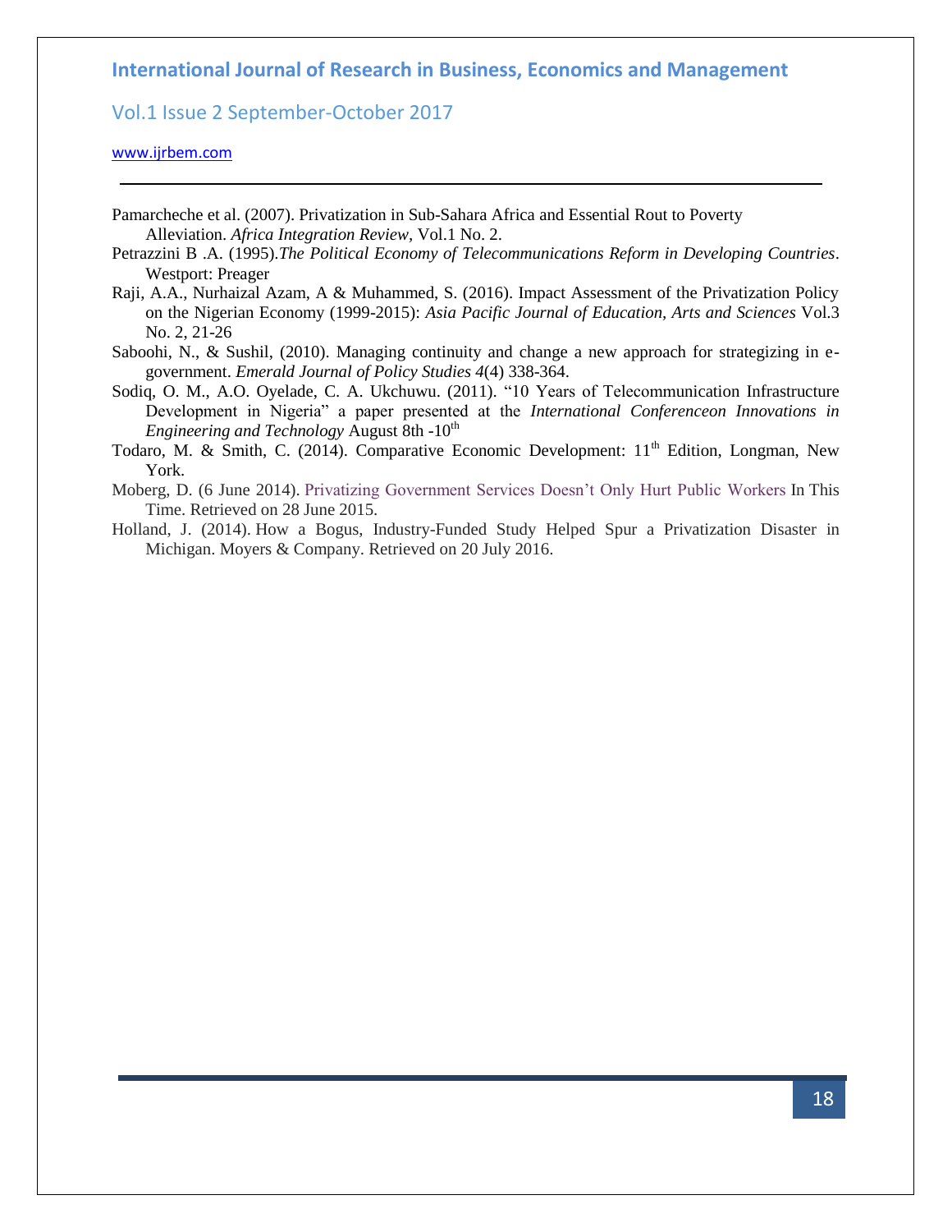Pamarcheche et al. (2007). Privatization in Sub-Sahara Africa and Essential Rout to Poverty Alleviation. *Africa Integration Review,* Vol.1 No. 2.

Petrazzini B .A. (1995).*The Political Economy of Telecommunications Reform in Developing Countries*. Westport: Preager

Raji, A.A., Nurhaizal Azam, A & Muhammed, S. (2016). Impact Assessment of the Privatization Policy on the Nigerian Economy (1999-2015): *Asia Pacific Journal of Education, Arts and Sciences* Vol.3 No. 2, 21-26

Saboohi, N., & Sushil, (2010). Managing continuity and change a new approach for strategizing in e-government. *Emerald Journal of Policy Studies 4*(4) 338-364.

Sodiq, O. M., A.O. Oyelade, C. A. Ukchuwu. (2011). "10 Years of Telecommunication Infrastructure Development in Nigeria" a paper presented at the *International Conferenceon Innovations in Engineering and Technology* August 8th -10th

Todaro, M. & Smith, C. (2014). Comparative Economic Development: 11th Edition, Longman, New York.

Moberg, D. (6 June 2014). Privatizing Government Services Doesn't Only Hurt Public Workers In This Time. Retrieved on 28 June 2015.

Holland, J. (2014). How a Bogus, Industry-Funded Study Helped Spur a Privatization Disaster in Michigan. Moyers & Company. Retrieved on 20 July 2016.